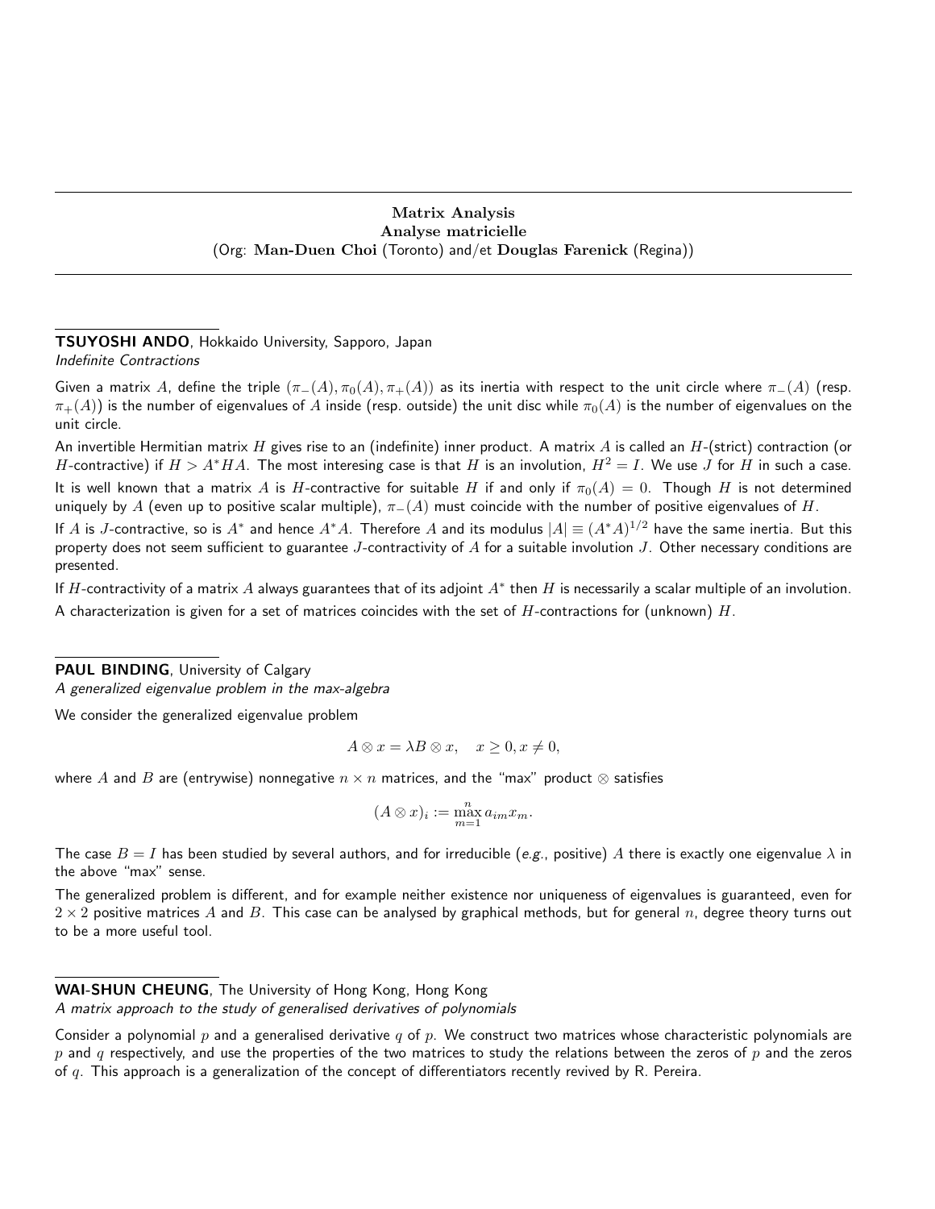## Matrix Analysis
## Analyse matricielle
(Org: **Man-Duen Choi** (Toronto) and/et **Douglas Farenick** (Regina))

---

**TSUYOSHI ANDO**, Hokkaido University, Sapporo, Japan
*Indefinite Contractions*

Given a matrix $A$, define the triple $(\pi_-(A), \pi_0(A), \pi_+(A))$ as its inertia with respect to the unit circle where $\pi_-(A)$ (resp. $\pi_+(A)$) is the number of eigenvalues of $A$ inside (resp. outside) the unit disc while $\pi_0(A)$ is the number of eigenvalues on the unit circle.

An invertible Hermitian matrix $H$ gives rise to an (indefinite) inner product. A matrix $A$ is called an $H$-(strict) contraction (or $H$-contractive) if $H > A^*HA$. The most interesing case is that $H$ is an involution, $H^2 = I$. We use $J$ for $H$ in such a case. It is well known that a matrix $A$ is $H$-contractive for suitable $H$ if and only if $\pi_0(A) = 0$. Though $H$ is not determined uniquely by $A$ (even up to positive scalar multiple), $\pi_-(A)$ must coincide with the number of positive eigenvalues of $H$.

If $A$ is $J$-contractive, so is $A^*$ and hence $A^*A$. Therefore $A$ and its modulus $|A| \equiv (A^*A)^{1/2}$ have the same inertia. But this property does not seem sufficient to guarantee $J$-contractivity of $A$ for a suitable involution $J$. Other necessary conditions are presented.

If $H$-contractivity of a matrix $A$ always guarantees that of its adjoint $A^*$ then $H$ is necessarily a scalar multiple of an involution. A characterization is given for a set of matrices coincides with the set of $H$-contractions for (unknown) $H$.

---

**PAUL BINDING**, University of Calgary
*A generalized eigenvalue problem in the max-algebra*

We consider the generalized eigenvalue problem

$$A \otimes x = \lambda B \otimes x, \quad x \geq 0, x \neq 0,$$

where $A$ and $B$ are (entrywise) nonnegative $n \times n$ matrices, and the "max" product $\otimes$ satisfies

$$(A \otimes x)_i := \max_{m=1}^{n} a_{im} x_m.$$

The case $B = I$ has been studied by several authors, and for irreducible (*e.g.*, positive) $A$ there is exactly one eigenvalue $\lambda$ in the above "max" sense.

The generalized problem is different, and for example neither existence nor uniqueness of eigenvalues is guaranteed, even for $2 \times 2$ positive matrices $A$ and $B$. This case can be analysed by graphical methods, but for general $n$, degree theory turns out to be a more useful tool.

---

**WAI-SHUN CHEUNG**, The University of Hong Kong, Hong Kong
*A matrix approach to the study of generalised derivatives of polynomials*

Consider a polynomial $p$ and a generalised derivative $q$ of $p$. We construct two matrices whose characteristic polynomials are $p$ and $q$ respectively, and use the properties of the two matrices to study the relations between the zeros of $p$ and the zeros of $q$. This approach is a generalization of the concept of differentiators recently revived by R. Pereira.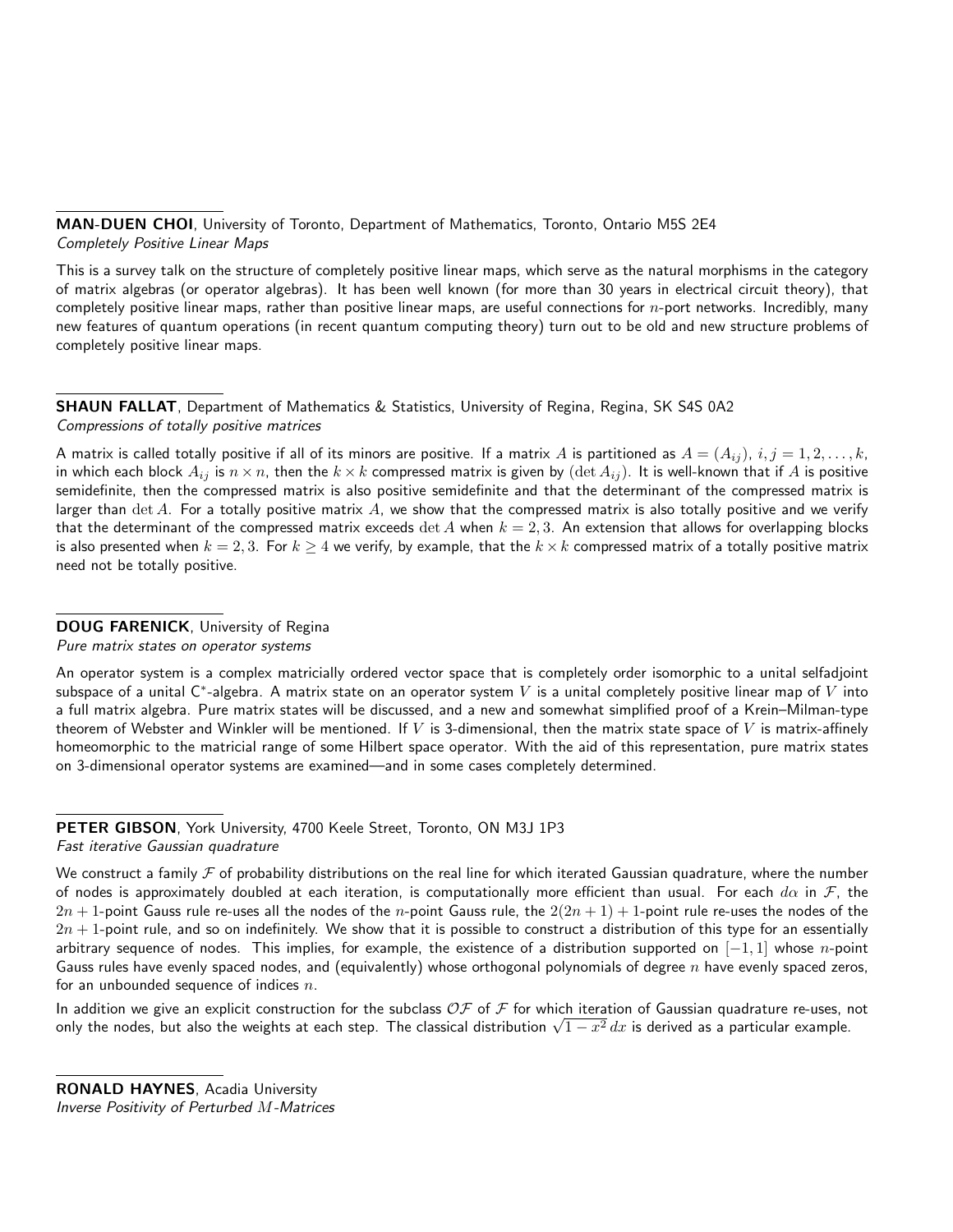**MAN-DUEN CHOI**, University of Toronto, Department of Mathematics, Toronto, Ontario M5S 2E4
*Completely Positive Linear Maps*

This is a survey talk on the structure of completely positive linear maps, which serve as the natural morphisms in the category of matrix algebras (or operator algebras). It has been well known (for more than 30 years in electrical circuit theory), that completely positive linear maps, rather than positive linear maps, are useful connections for $n$-port networks. Incredibly, many new features of quantum operations (in recent quantum computing theory) turn out to be old and new structure problems of completely positive linear maps.

**SHAUN FALLAT**, Department of Mathematics & Statistics, University of Regina, Regina, SK S4S 0A2
*Compressions of totally positive matrices*

A matrix is called totally positive if all of its minors are positive. If a matrix $A$ is partitioned as $A = (A_{ij})$, $i, j = 1, 2, \ldots, k$, in which each block $A_{ij}$ is $n \times n$, then the $k \times k$ compressed matrix is given by $(\det A_{ij})$. It is well-known that if $A$ is positive semidefinite, then the compressed matrix is also positive semidefinite and that the determinant of the compressed matrix is larger than $\det A$. For a totally positive matrix $A$, we show that the compressed matrix is also totally positive and we verify that the determinant of the compressed matrix exceeds $\det A$ when $k = 2, 3$. An extension that allows for overlapping blocks is also presented when $k = 2, 3$. For $k \geq 4$ we verify, by example, that the $k \times k$ compressed matrix of a totally positive matrix need not be totally positive.

**DOUG FARENICK**, University of Regina
*Pure matrix states on operator systems*

An operator system is a complex matricially ordered vector space that is completely order isomorphic to a unital selfadjoint subspace of a unital C$^*$-algebra. A matrix state on an operator system $V$ is a unital completely positive linear map of $V$ into a full matrix algebra. Pure matrix states will be discussed, and a new and somewhat simplified proof of a Krein–Milman-type theorem of Webster and Winkler will be mentioned. If $V$ is 3-dimensional, then the matrix state space of $V$ is matrix-affinely homeomorphic to the matricial range of some Hilbert space operator. With the aid of this representation, pure matrix states on 3-dimensional operator systems are examined—and in some cases completely determined.

**PETER GIBSON**, York University, 4700 Keele Street, Toronto, ON M3J 1P3
*Fast iterative Gaussian quadrature*

We construct a family $\mathcal{F}$ of probability distributions on the real line for which iterated Gaussian quadrature, where the number of nodes is approximately doubled at each iteration, is computationally more efficient than usual. For each $d\alpha$ in $\mathcal{F}$, the $2n+1$-point Gauss rule re-uses all the nodes of the $n$-point Gauss rule, the $2(2n+1)+1$-point rule re-uses the nodes of the $2n+1$-point rule, and so on indefinitely. We show that it is possible to construct a distribution of this type for an essentially arbitrary sequence of nodes. This implies, for example, the existence of a distribution supported on $[-1, 1]$ whose $n$-point Gauss rules have evenly spaced nodes, and (equivalently) whose orthogonal polynomials of degree $n$ have evenly spaced zeros, for an unbounded sequence of indices $n$.

In addition we give an explicit construction for the subclass $\mathcal{OF}$ of $\mathcal{F}$ for which iteration of Gaussian quadrature re-uses, not only the nodes, but also the weights at each step. The classical distribution $\sqrt{1-x^2}\, dx$ is derived as a particular example.

**RONALD HAYNES**, Acadia University
*Inverse Positivity of Perturbed $M$-Matrices*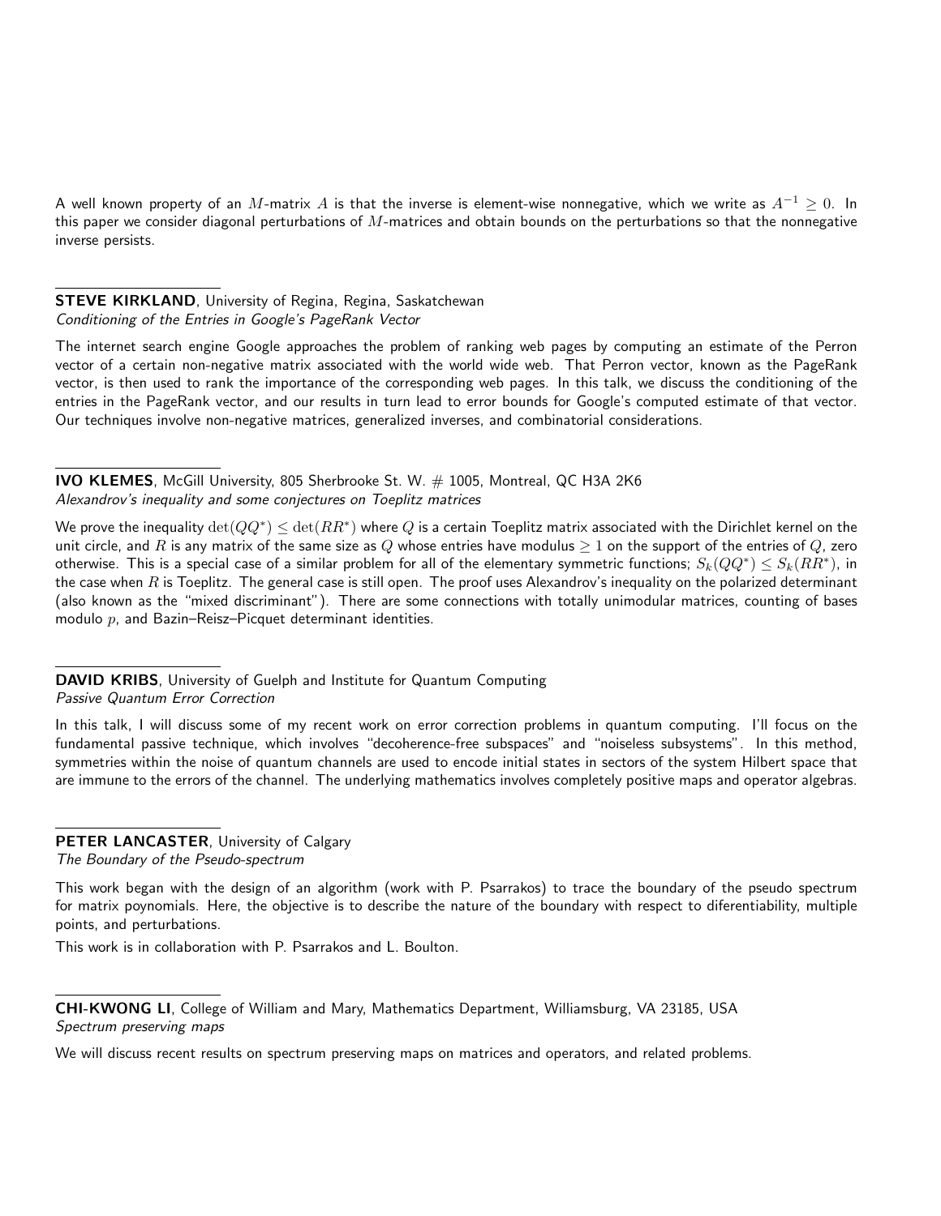A well known property of an $M$-matrix $A$ is that the inverse is element-wise nonnegative, which we write as $A^{-1} \geq 0$. In this paper we consider diagonal perturbations of $M$-matrices and obtain bounds on the perturbations so that the nonnegative inverse persists.

---

**STEVE KIRKLAND**, University of Regina, Regina, Saskatchewan
*Conditioning of the Entries in Google's PageRank Vector*

The internet search engine Google approaches the problem of ranking web pages by computing an estimate of the Perron vector of a certain non-negative matrix associated with the world wide web. That Perron vector, known as the PageRank vector, is then used to rank the importance of the corresponding web pages. In this talk, we discuss the conditioning of the entries in the PageRank vector, and our results in turn lead to error bounds for Google's computed estimate of that vector. Our techniques involve non-negative matrices, generalized inverses, and combinatorial considerations.

---

**IVO KLEMES**, McGill University, 805 Sherbrooke St. W. # 1005, Montreal, QC H3A 2K6
*Alexandrov's inequality and some conjectures on Toeplitz matrices*

We prove the inequality $\det(QQ^*) \leq \det(RR^*)$ where $Q$ is a certain Toeplitz matrix associated with the Dirichlet kernel on the unit circle, and $R$ is any matrix of the same size as $Q$ whose entries have modulus $\geq 1$ on the support of the entries of $Q$, zero otherwise. This is a special case of a similar problem for all of the elementary symmetric functions; $S_k(QQ^*) \leq S_k(RR^*)$, in the case when $R$ is Toeplitz. The general case is still open. The proof uses Alexandrov's inequality on the polarized determinant (also known as the "mixed discriminant"). There are some connections with totally unimodular matrices, counting of bases modulo $p$, and Bazin–Reisz–Picquet determinant identities.

---

**DAVID KRIBS**, University of Guelph and Institute for Quantum Computing
*Passive Quantum Error Correction*

In this talk, I will discuss some of my recent work on error correction problems in quantum computing. I'll focus on the fundamental passive technique, which involves "decoherence-free subspaces" and "noiseless subsystems". In this method, symmetries within the noise of quantum channels are used to encode initial states in sectors of the system Hilbert space that are immune to the errors of the channel. The underlying mathematics involves completely positive maps and operator algebras.

---

**PETER LANCASTER**, University of Calgary
*The Boundary of the Pseudo-spectrum*

This work began with the design of an algorithm (work with P. Psarrakos) to trace the boundary of the pseudo spectrum for matrix poynomials. Here, the objective is to describe the nature of the boundary with respect to diferentiability, multiple points, and perturbations.

This work is in collaboration with P. Psarrakos and L. Boulton.

---

**CHI-KWONG LI**, College of William and Mary, Mathematics Department, Williamsburg, VA 23185, USA
*Spectrum preserving maps*

We will discuss recent results on spectrum preserving maps on matrices and operators, and related problems.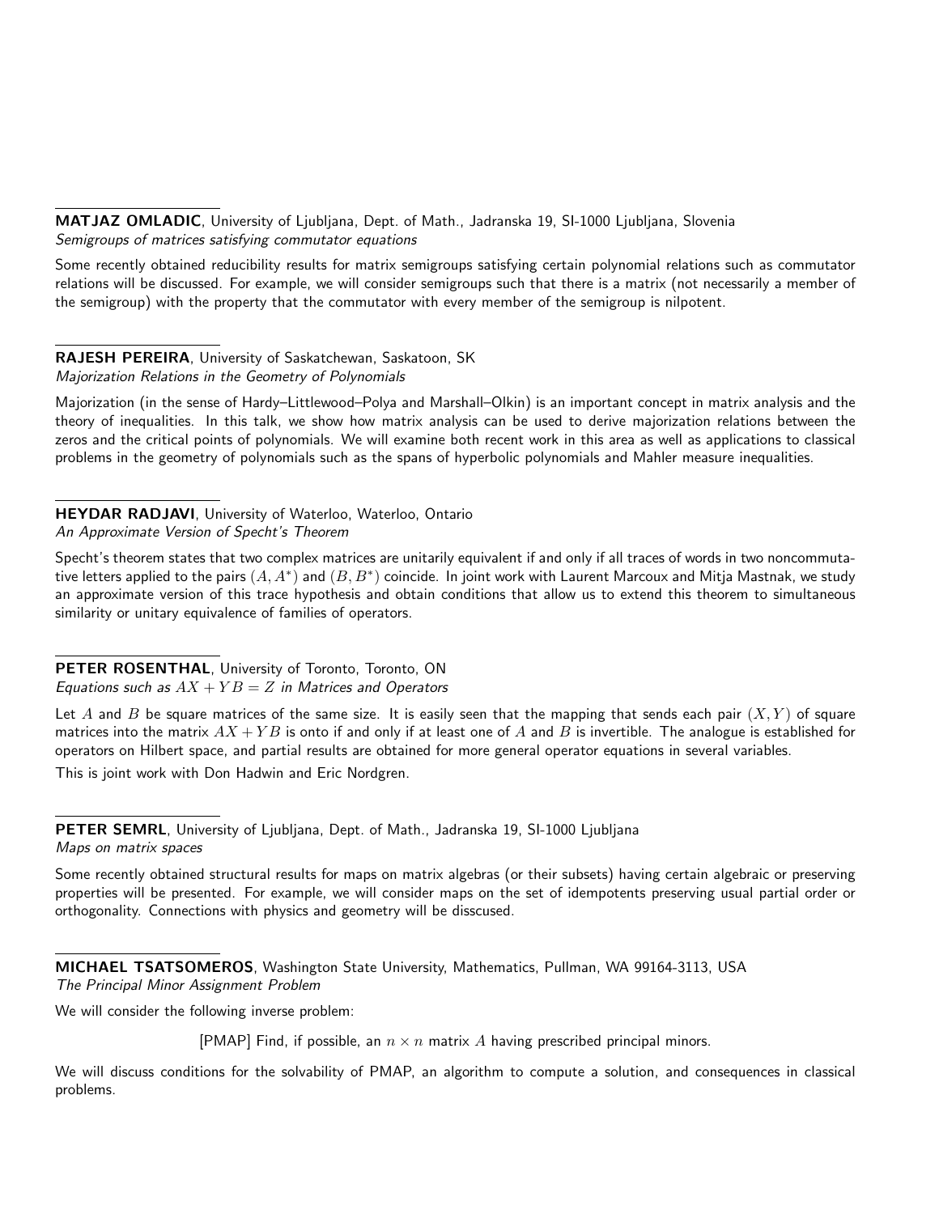**MATJAZ OMLADIC**, University of Ljubljana, Dept. of Math., Jadranska 19, SI-1000 Ljubljana, Slovenia
*Semigroups of matrices satisfying commutator equations*

Some recently obtained reducibility results for matrix semigroups satisfying certain polynomial relations such as commutator relations will be discussed. For example, we will consider semigroups such that there is a matrix (not necessarily a member of the semigroup) with the property that the commutator with every member of the semigroup is nilpotent.

**RAJESH PEREIRA**, University of Saskatchewan, Saskatoon, SK
*Majorization Relations in the Geometry of Polynomials*

Majorization (in the sense of Hardy–Littlewood–Polya and Marshall–Olkin) is an important concept in matrix analysis and the theory of inequalities. In this talk, we show how matrix analysis can be used to derive majorization relations between the zeros and the critical points of polynomials. We will examine both recent work in this area as well as applications to classical problems in the geometry of polynomials such as the spans of hyperbolic polynomials and Mahler measure inequalities.

**HEYDAR RADJAVI**, University of Waterloo, Waterloo, Ontario
*An Approximate Version of Specht's Theorem*

Specht's theorem states that two complex matrices are unitarily equivalent if and only if all traces of words in two noncommutative letters applied to the pairs $(A, A^*)$ and $(B, B^*)$ coincide. In joint work with Laurent Marcoux and Mitja Mastnak, we study an approximate version of this trace hypothesis and obtain conditions that allow us to extend this theorem to simultaneous similarity or unitary equivalence of families of operators.

**PETER ROSENTHAL**, University of Toronto, Toronto, ON
*Equations such as $AX + YB = Z$ in Matrices and Operators*

Let $A$ and $B$ be square matrices of the same size. It is easily seen that the mapping that sends each pair $(X, Y)$ of square matrices into the matrix $AX + YB$ is onto if and only if at least one of $A$ and $B$ is invertible. The analogue is established for operators on Hilbert space, and partial results are obtained for more general operator equations in several variables.

This is joint work with Don Hadwin and Eric Nordgren.

**PETER SEMRL**, University of Ljubljana, Dept. of Math., Jadranska 19, SI-1000 Ljubljana
*Maps on matrix spaces*

Some recently obtained structural results for maps on matrix algebras (or their subsets) having certain algebraic or preserving properties will be presented. For example, we will consider maps on the set of idempotents preserving usual partial order or orthogonality. Connections with physics and geometry will be disscused.

**MICHAEL TSATSOMEROS**, Washington State University, Mathematics, Pullman, WA 99164-3113, USA
*The Principal Minor Assignment Problem*

We will consider the following inverse problem:

[PMAP] Find, if possible, an $n \times n$ matrix $A$ having prescribed principal minors.

We will discuss conditions for the solvability of PMAP, an algorithm to compute a solution, and consequences in classical problems.